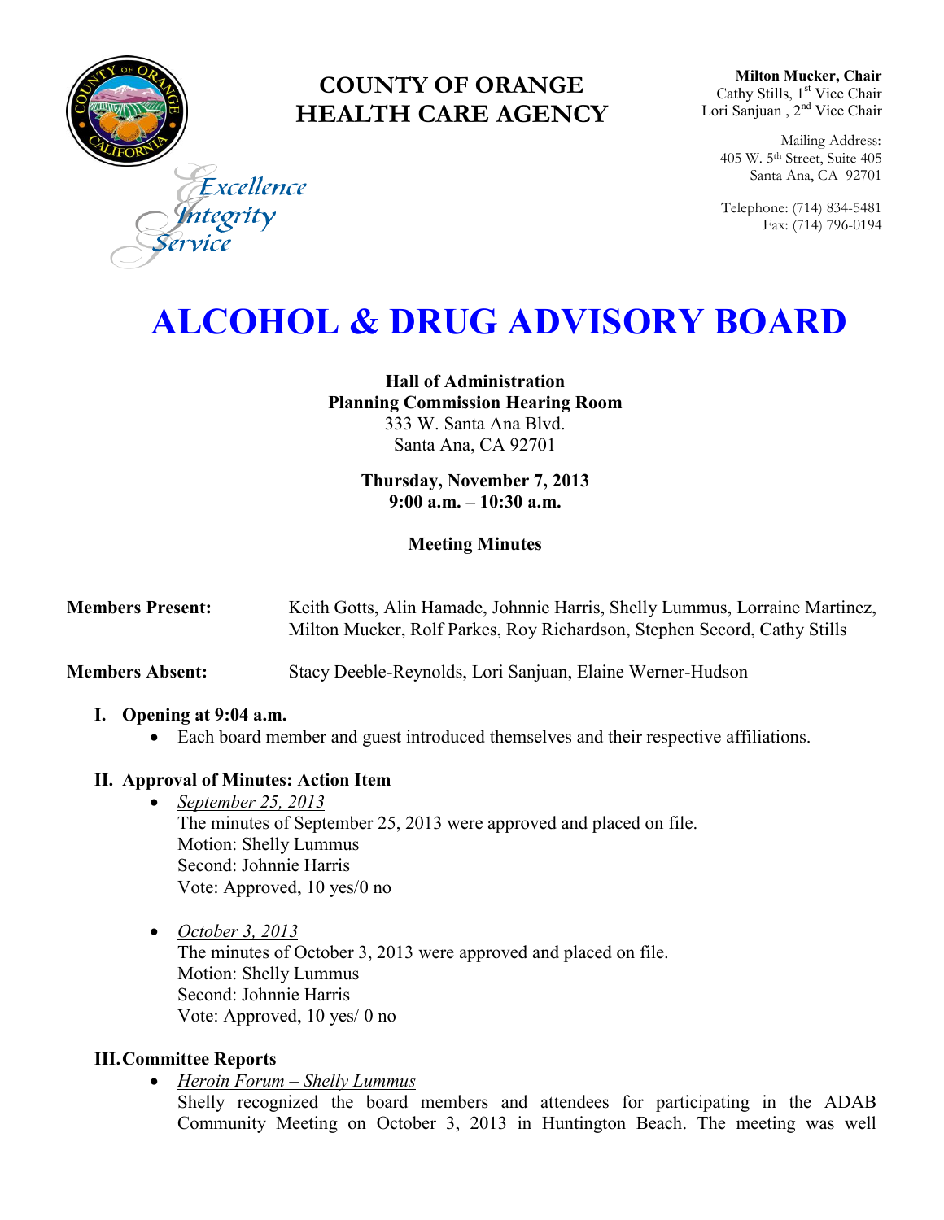# COUNTY OF ORANGE
# HEALTH CARE AGENCY

Excellence
Integrity
Service

**Milton Mucker, Chair**
Cathy Stills, 1st Vice Chair
Lori Sanjuan , 2nd Vice Chair

Mailing Address:
405 W. 5th Street, Suite 405
Santa Ana, CA 92701

Telephone: (714) 834-5481
Fax: (714) 796-0194

# ALCOHOL & DRUG ADVISORY BOARD

**Hall of Administration**
**Planning Commission Hearing Room**
333 W. Santa Ana Blvd.
Santa Ana, CA 92701

**Thursday, November 7, 2013**
**9:00 a.m. – 10:30 a.m.**

**Meeting Minutes**

**Members Present:** Keith Gotts, Alin Hamade, Johnnie Harris, Shelly Lummus, Lorraine Martinez, Milton Mucker, Rolf Parkes, Roy Richardson, Stephen Secord, Cathy Stills

**Members Absent:** Stacy Deeble-Reynolds, Lori Sanjuan, Elaine Werner-Hudson

## I. Opening at 9:04 a.m.

- Each board member and guest introduced themselves and their respective affiliations.

## II. Approval of Minutes: Action Item

- *September 25, 2013*
  The minutes of September 25, 2013 were approved and placed on file.
  Motion: Shelly Lummus
  Second: Johnnie Harris
  Vote: Approved, 10 yes/0 no

- *October 3, 2013*
  The minutes of October 3, 2013 were approved and placed on file.
  Motion: Shelly Lummus
  Second: Johnnie Harris
  Vote: Approved, 10 yes/ 0 no

## III. Committee Reports

- *Heroin Forum – Shelly Lummus*
  Shelly recognized the board members and attendees for participating in the ADAB Community Meeting on October 3, 2013 in Huntington Beach. The meeting was well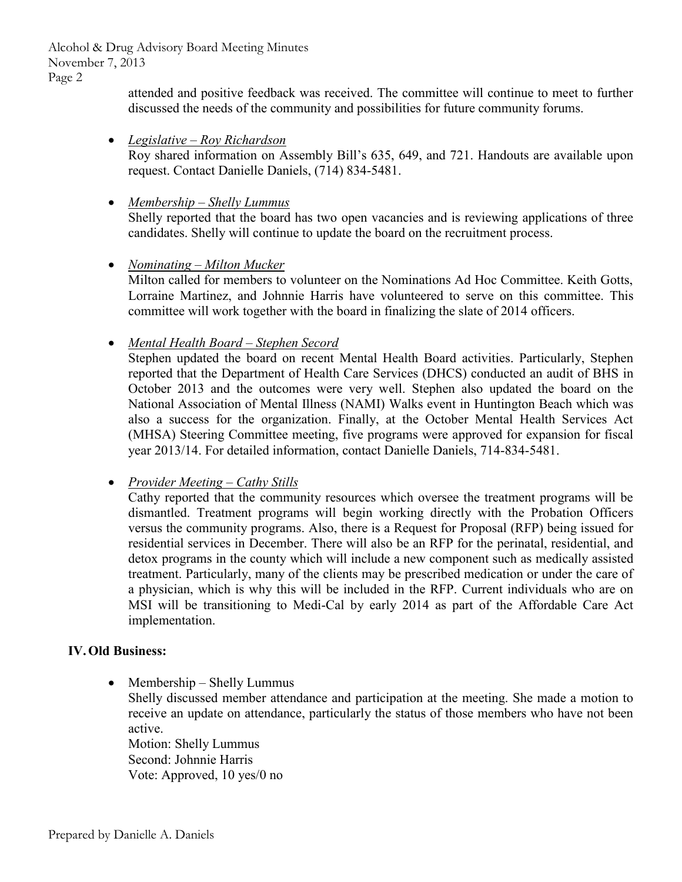attended and positive feedback was received. The committee will continue to meet to further discussed the needs of the community and possibilities for future community forums.

- *Legislative – Roy Richardson*
  Roy shared information on Assembly Bill's 635, 649, and 721. Handouts are available upon request. Contact Danielle Daniels, (714) 834-5481.

- *Membership – Shelly Lummus*
  Shelly reported that the board has two open vacancies and is reviewing applications of three candidates. Shelly will continue to update the board on the recruitment process.

- *Nominating – Milton Mucker*
  Milton called for members to volunteer on the Nominations Ad Hoc Committee. Keith Gotts, Lorraine Martinez, and Johnnie Harris have volunteered to serve on this committee. This committee will work together with the board in finalizing the slate of 2014 officers.

- *Mental Health Board – Stephen Secord*
  Stephen updated the board on recent Mental Health Board activities. Particularly, Stephen reported that the Department of Health Care Services (DHCS) conducted an audit of BHS in October 2013 and the outcomes were very well. Stephen also updated the board on the National Association of Mental Illness (NAMI) Walks event in Huntington Beach which was also a success for the organization. Finally, at the October Mental Health Services Act (MHSA) Steering Committee meeting, five programs were approved for expansion for fiscal year 2013/14. For detailed information, contact Danielle Daniels, 714-834-5481.

- *Provider Meeting – Cathy Stills*
  Cathy reported that the community resources which oversee the treatment programs will be dismantled. Treatment programs will begin working directly with the Probation Officers versus the community programs. Also, there is a Request for Proposal (RFP) being issued for residential services in December. There will also be an RFP for the perinatal, residential, and detox programs in the county which will include a new component such as medically assisted treatment. Particularly, many of the clients may be prescribed medication or under the care of a physician, which is why this will be included in the RFP. Current individuals who are on MSI will be transitioning to Medi-Cal by early 2014 as part of the Affordable Care Act implementation.

## IV. Old Business:

- Membership – Shelly Lummus
  Shelly discussed member attendance and participation at the meeting. She made a motion to receive an update on attendance, particularly the status of those members who have not been active.
  Motion: Shelly Lummus
  Second: Johnnie Harris
  Vote: Approved, 10 yes/0 no

Prepared by Danielle A. Daniels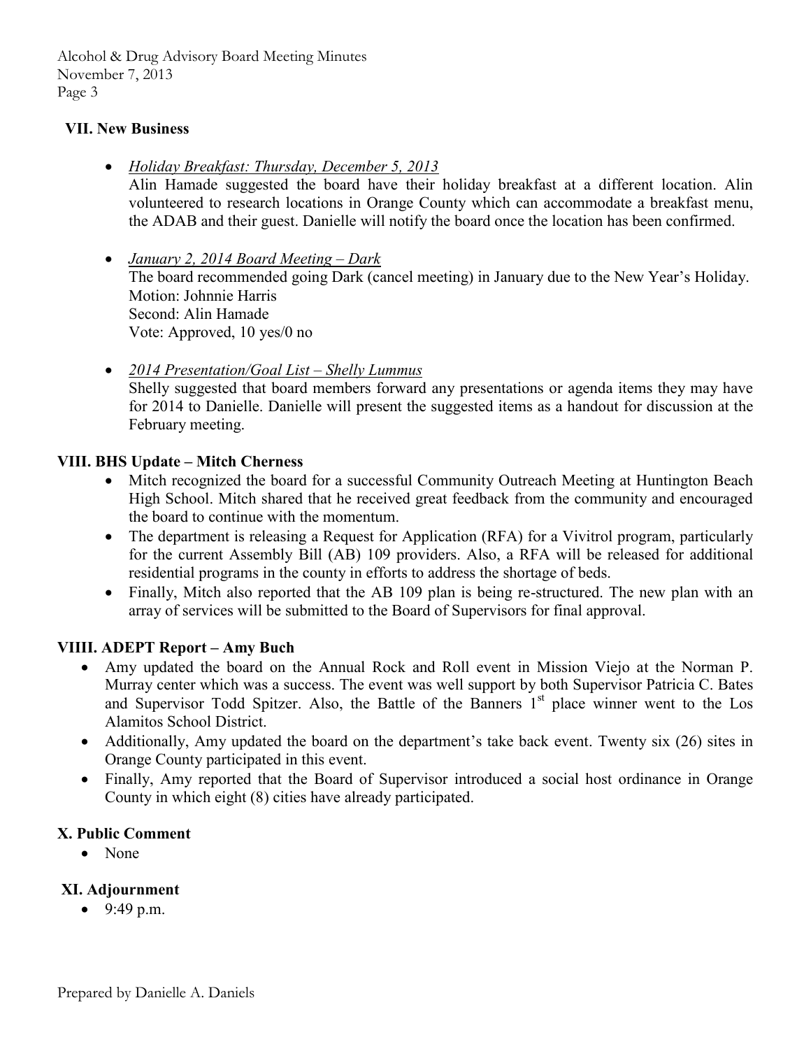## VII. New Business

- *Holiday Breakfast: Thursday, December 5, 2013*
  Alin Hamade suggested the board have their holiday breakfast at a different location. Alin volunteered to research locations in Orange County which can accommodate a breakfast menu, the ADAB and their guest. Danielle will notify the board once the location has been confirmed.

- *January 2, 2014 Board Meeting – Dark*
  The board recommended going Dark (cancel meeting) in January due to the New Year's Holiday.
  Motion: Johnnie Harris
  Second: Alin Hamade
  Vote: Approved, 10 yes/0 no

- *2014 Presentation/Goal List – Shelly Lummus*
  Shelly suggested that board members forward any presentations or agenda items they may have for 2014 to Danielle. Danielle will present the suggested items as a handout for discussion at the February meeting.

## VIII. BHS Update – Mitch Cherness

- Mitch recognized the board for a successful Community Outreach Meeting at Huntington Beach High School. Mitch shared that he received great feedback from the community and encouraged the board to continue with the momentum.
- The department is releasing a Request for Application (RFA) for a Vivitrol program, particularly for the current Assembly Bill (AB) 109 providers. Also, a RFA will be released for additional residential programs in the county in efforts to address the shortage of beds.
- Finally, Mitch also reported that the AB 109 plan is being re-structured. The new plan with an array of services will be submitted to the Board of Supervisors for final approval.

## VIIII. ADEPT Report – Amy Buch

- Amy updated the board on the Annual Rock and Roll event in Mission Viejo at the Norman P. Murray center which was a success. The event was well support by both Supervisor Patricia C. Bates and Supervisor Todd Spitzer. Also, the Battle of the Banners 1st place winner went to the Los Alamitos School District.
- Additionally, Amy updated the board on the department's take back event. Twenty six (26) sites in Orange County participated in this event.
- Finally, Amy reported that the Board of Supervisor introduced a social host ordinance in Orange County in which eight (8) cities have already participated.

## X. Public Comment

- None

## XI. Adjournment

- 9:49 p.m.

Prepared by Danielle A. Daniels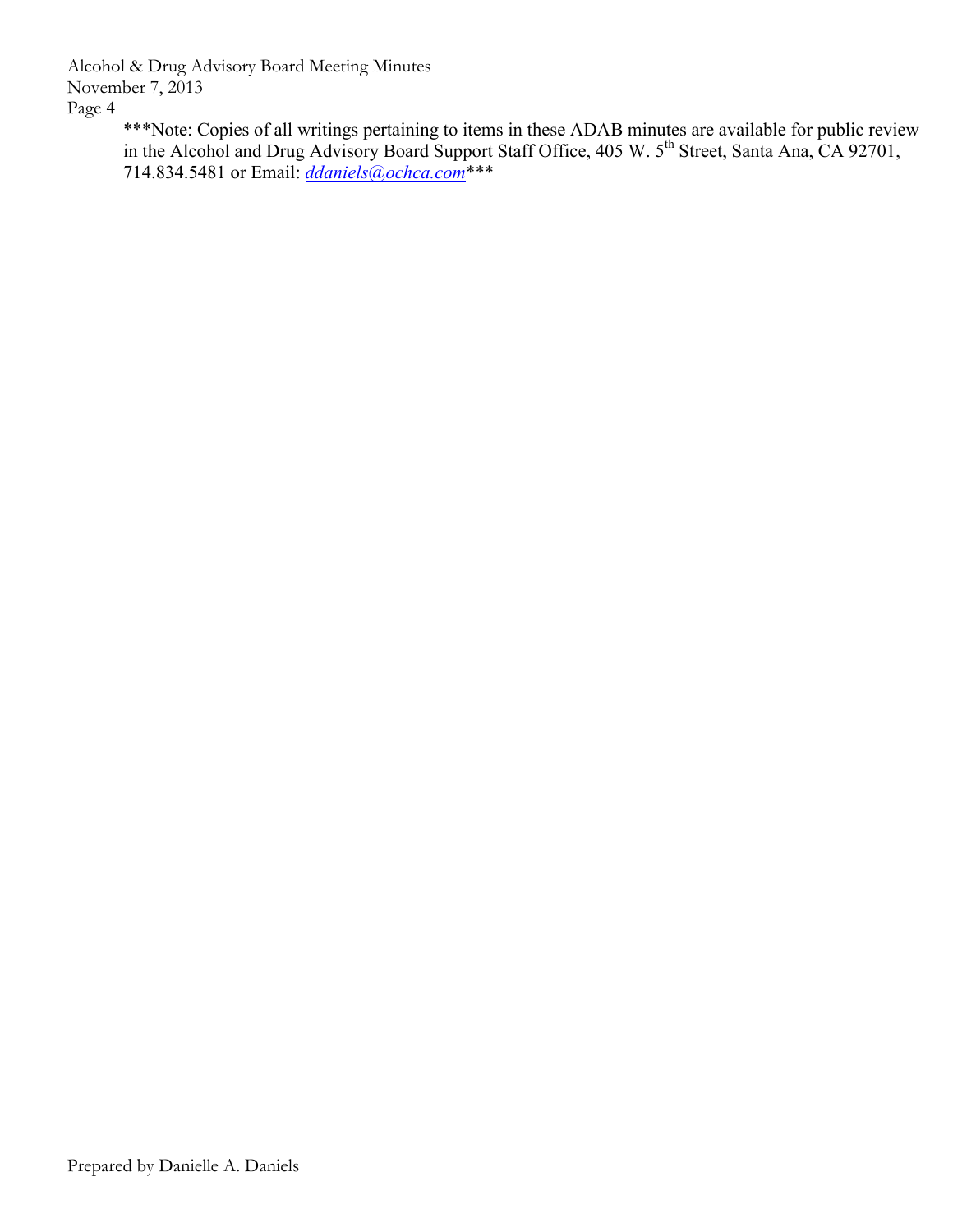***Note: Copies of all writings pertaining to items in these ADAB minutes are available for public review in the Alcohol and Drug Advisory Board Support Staff Office, 405 W. 5th Street, Santa Ana, CA 92701, 714.834.5481 or Email: *ddaniels@ochca.com****

Prepared by Danielle A. Daniels